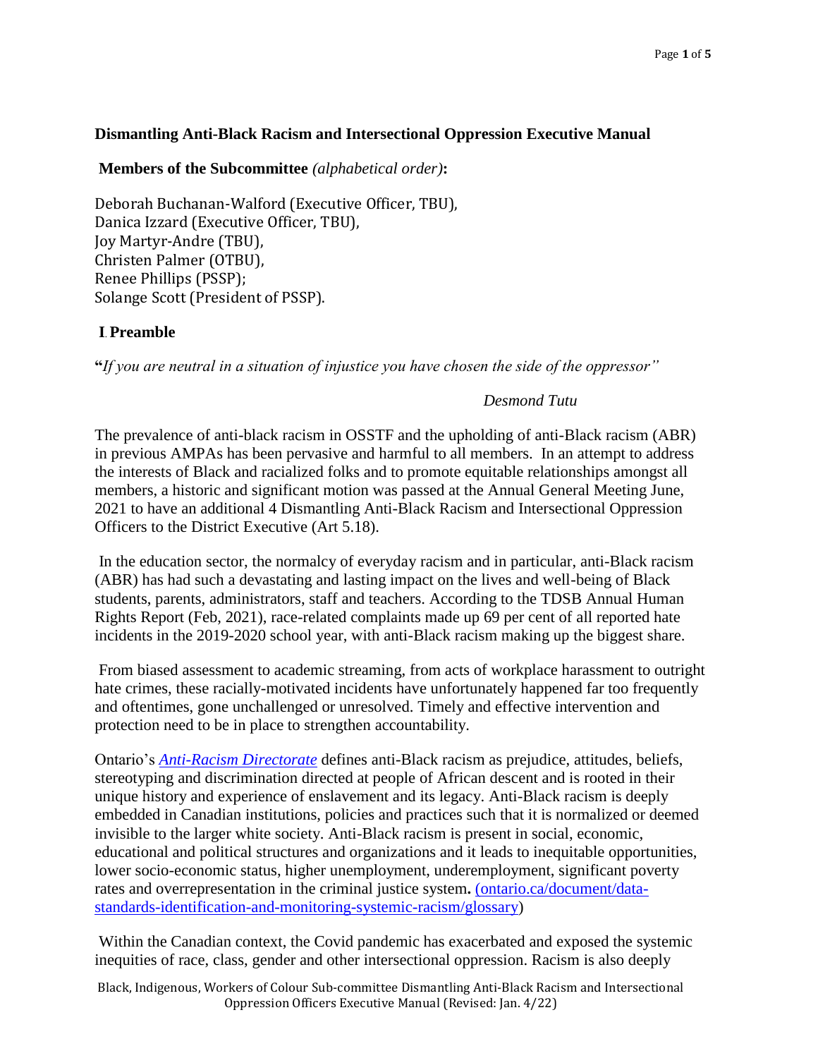**Dismantling Anti-Black Racism and Intersectional Oppression Executive Manual**

**Members of the Subcommittee** *(alphabetical order)***:**

Deborah Buchanan-Walford (Executive Officer, TBU),
Danica Izzard (Executive Officer, TBU),
Joy Martyr-Andre (TBU),
Christen Palmer (OTBU),
Renee Phillips (PSSP);
Solange Scott (President of PSSP).

## I. Preamble

**"***If you are neutral in a situation of injustice you have chosen the side of the oppressor"*

*Desmond Tutu*

The prevalence of anti-black racism in OSSTF and the upholding of anti-Black racism (ABR) in previous AMPAs has been pervasive and harmful to all members. In an attempt to address the interests of Black and racialized folks and to promote equitable relationships amongst all members, a historic and significant motion was passed at the Annual General Meeting June, 2021 to have an additional 4 Dismantling Anti-Black Racism and Intersectional Oppression Officers to the District Executive (Art 5.18).

In the education sector, the normalcy of everyday racism and in particular, anti-Black racism (ABR) has had such a devastating and lasting impact on the lives and well-being of Black students, parents, administrators, staff and teachers. According to the TDSB Annual Human Rights Report (Feb, 2021), race-related complaints made up 69 per cent of all reported hate incidents in the 2019-2020 school year, with anti-Black racism making up the biggest share.

From biased assessment to academic streaming, from acts of workplace harassment to outright hate crimes, these racially-motivated incidents have unfortunately happened far too frequently and oftentimes, gone unchallenged or unresolved. Timely and effective intervention and protection need to be in place to strengthen accountability.

Ontario's *Anti-Racism Directorate* defines anti-Black racism as prejudice, attitudes, beliefs, stereotyping and discrimination directed at people of African descent and is rooted in their unique history and experience of enslavement and its legacy. Anti-Black racism is deeply embedded in Canadian institutions, policies and practices such that it is normalized or deemed invisible to the larger white society. Anti-Black racism is present in social, economic, educational and political structures and organizations and it leads to inequitable opportunities, lower socio-economic status, higher unemployment, underemployment, significant poverty rates and overrepresentation in the criminal justice system**.** (ontario.ca/document/data-standards-identification-and-monitoring-systemic-racism/glossary)

Within the Canadian context, the Covid pandemic has exacerbated and exposed the systemic inequities of race, class, gender and other intersectional oppression. Racism is also deeply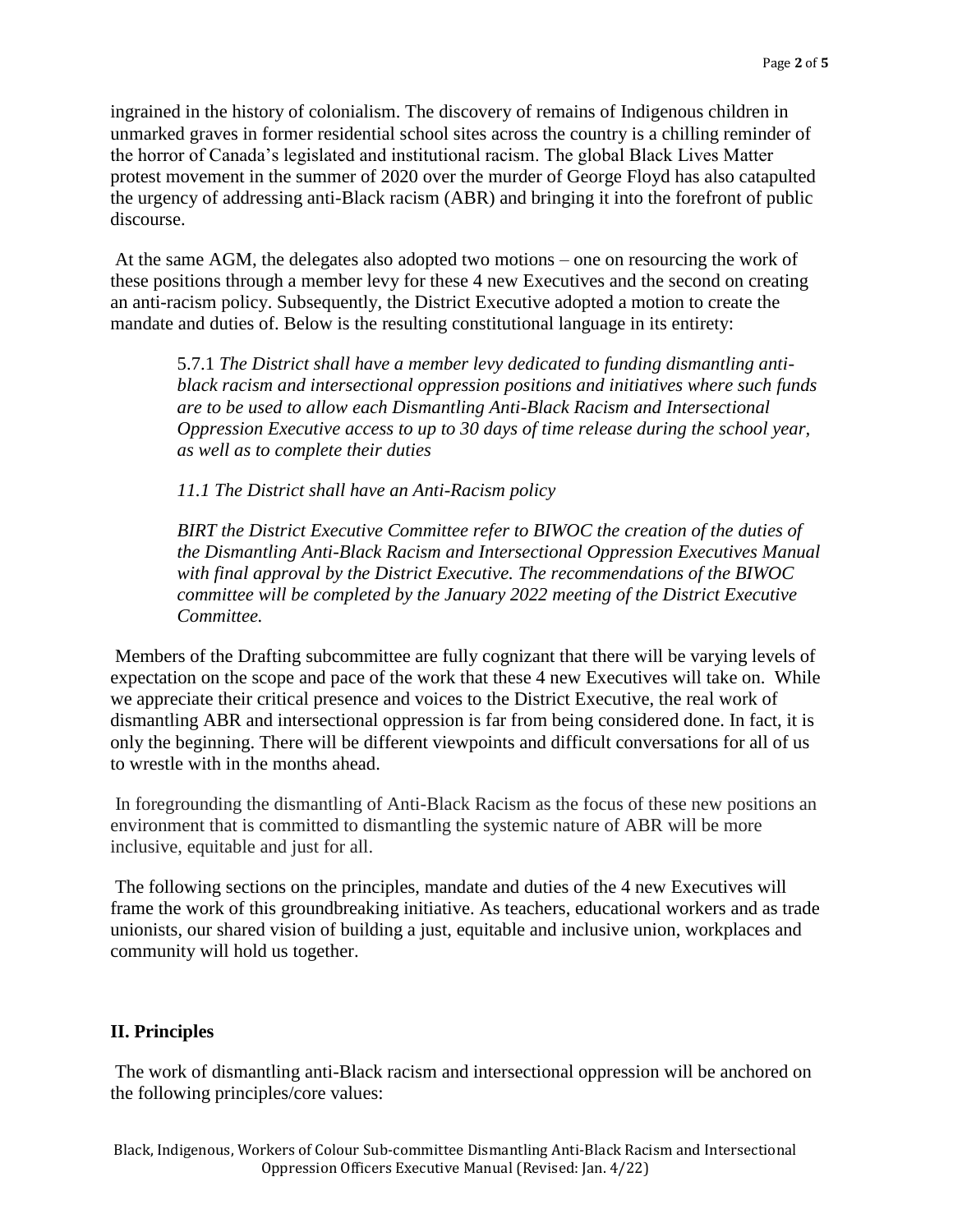ingrained in the history of colonialism. The discovery of remains of Indigenous children in unmarked graves in former residential school sites across the country is a chilling reminder of the horror of Canada's legislated and institutional racism. The global Black Lives Matter protest movement in the summer of 2020 over the murder of George Floyd has also catapulted the urgency of addressing anti-Black racism (ABR) and bringing it into the forefront of public discourse.

At the same AGM, the delegates also adopted two motions – one on resourcing the work of these positions through a member levy for these 4 new Executives and the second on creating an anti-racism policy. Subsequently, the District Executive adopted a motion to create the mandate and duties of. Below is the resulting constitutional language in its entirety:

> 5.7.1 *The District shall have a member levy dedicated to funding dismantling anti-black racism and intersectional oppression positions and initiatives where such funds are to be used to allow each Dismantling Anti-Black Racism and Intersectional Oppression Executive access to up to 30 days of time release during the school year, as well as to complete their duties*
>
> *11.1 The District shall have an Anti-Racism policy*
>
> *BIRT the District Executive Committee refer to BIWOC the creation of the duties of the Dismantling Anti-Black Racism and Intersectional Oppression Executives Manual with final approval by the District Executive. The recommendations of the BIWOC committee will be completed by the January 2022 meeting of the District Executive Committee.*

Members of the Drafting subcommittee are fully cognizant that there will be varying levels of expectation on the scope and pace of the work that these 4 new Executives will take on. While we appreciate their critical presence and voices to the District Executive, the real work of dismantling ABR and intersectional oppression is far from being considered done. In fact, it is only the beginning. There will be different viewpoints and difficult conversations for all of us to wrestle with in the months ahead.

In foregrounding the dismantling of Anti-Black Racism as the focus of these new positions an environment that is committed to dismantling the systemic nature of ABR will be more inclusive, equitable and just for all.

The following sections on the principles, mandate and duties of the 4 new Executives will frame the work of this groundbreaking initiative. As teachers, educational workers and as trade unionists, our shared vision of building a just, equitable and inclusive union, workplaces and community will hold us together.

## II. Principles

The work of dismantling anti-Black racism and intersectional oppression will be anchored on the following principles/core values: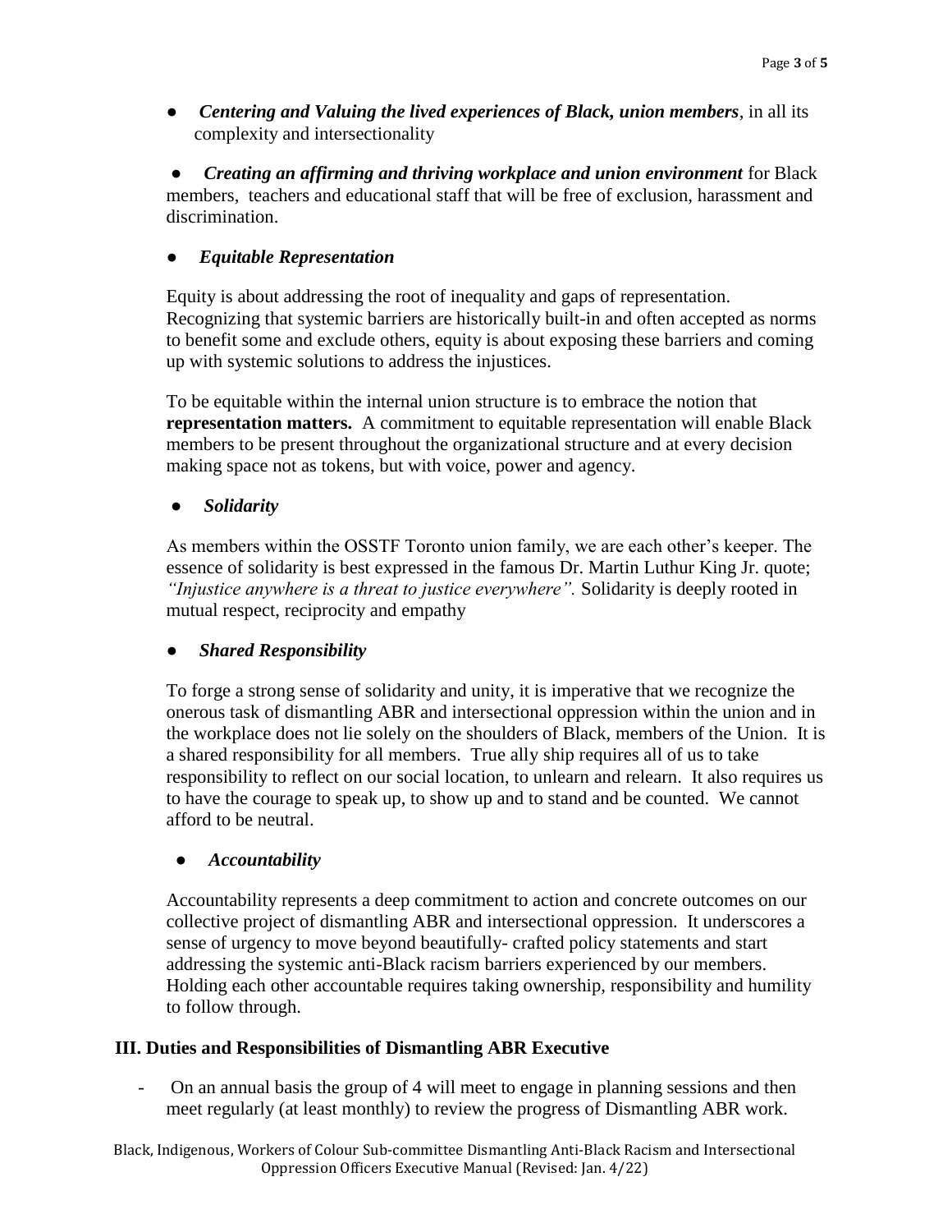- ***Centering and Valuing the lived experiences of Black, union members***, in all its complexity and intersectionality

- ***Creating an affirming and thriving workplace and union environment*** for Black members, teachers and educational staff that will be free of exclusion, harassment and discrimination.

- ***Equitable Representation***

  Equity is about addressing the root of inequality and gaps of representation. Recognizing that systemic barriers are historically built-in and often accepted as norms to benefit some and exclude others, equity is about exposing these barriers and coming up with systemic solutions to address the injustices.

  To be equitable within the internal union structure is to embrace the notion that **representation matters.** A commitment to equitable representation will enable Black members to be present throughout the organizational structure and at every decision making space not as tokens, but with voice, power and agency.

- ***Solidarity***

  As members within the OSSTF Toronto union family, we are each other's keeper. The essence of solidarity is best expressed in the famous Dr. Martin Luthur King Jr. quote; *"Injustice anywhere is a threat to justice everywhere".* Solidarity is deeply rooted in mutual respect, reciprocity and empathy

- ***Shared Responsibility***

  To forge a strong sense of solidarity and unity, it is imperative that we recognize the onerous task of dismantling ABR and intersectional oppression within the union and in the workplace does not lie solely on the shoulders of Black, members of the Union. It is a shared responsibility for all members. True ally ship requires all of us to take responsibility to reflect on our social location, to unlearn and relearn. It also requires us to have the courage to speak up, to show up and to stand and be counted. We cannot afford to be neutral.

- ***Accountability***

  Accountability represents a deep commitment to action and concrete outcomes on our collective project of dismantling ABR and intersectional oppression. It underscores a sense of urgency to move beyond beautifully- crafted policy statements and start addressing the systemic anti-Black racism barriers experienced by our members. Holding each other accountable requires taking ownership, responsibility and humility to follow through.

## III. Duties and Responsibilities of Dismantling ABR Executive

- On an annual basis the group of 4 will meet to engage in planning sessions and then meet regularly (at least monthly) to review the progress of Dismantling ABR work.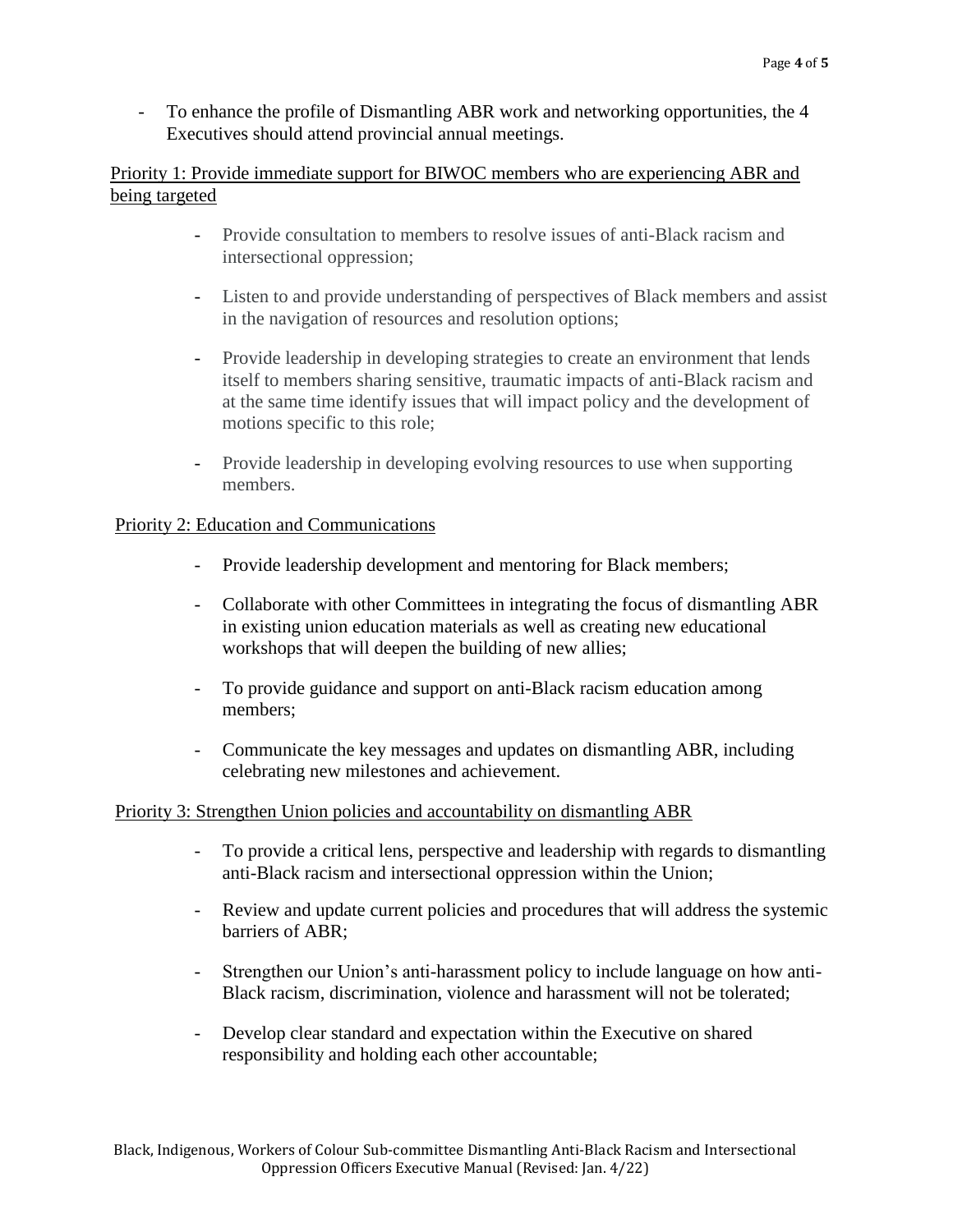- To enhance the profile of Dismantling ABR work and networking opportunities, the 4 Executives should attend provincial annual meetings.

Priority 1: Provide immediate support for BIWOC members who are experiencing ABR and being targeted

- Provide consultation to members to resolve issues of anti-Black racism and intersectional oppression;
- Listen to and provide understanding of perspectives of Black members and assist in the navigation of resources and resolution options;
- Provide leadership in developing strategies to create an environment that lends itself to members sharing sensitive, traumatic impacts of anti-Black racism and at the same time identify issues that will impact policy and the development of motions specific to this role;
- Provide leadership in developing evolving resources to use when supporting members.

Priority 2: Education and Communications

- Provide leadership development and mentoring for Black members;
- Collaborate with other Committees in integrating the focus of dismantling ABR in existing union education materials as well as creating new educational workshops that will deepen the building of new allies;
- To provide guidance and support on anti-Black racism education among members;
- Communicate the key messages and updates on dismantling ABR, including celebrating new milestones and achievement.

Priority 3: Strengthen Union policies and accountability on dismantling ABR

- To provide a critical lens, perspective and leadership with regards to dismantling anti-Black racism and intersectional oppression within the Union;
- Review and update current policies and procedures that will address the systemic barriers of ABR;
- Strengthen our Union's anti-harassment policy to include language on how anti-Black racism, discrimination, violence and harassment will not be tolerated;
- Develop clear standard and expectation within the Executive on shared responsibility and holding each other accountable;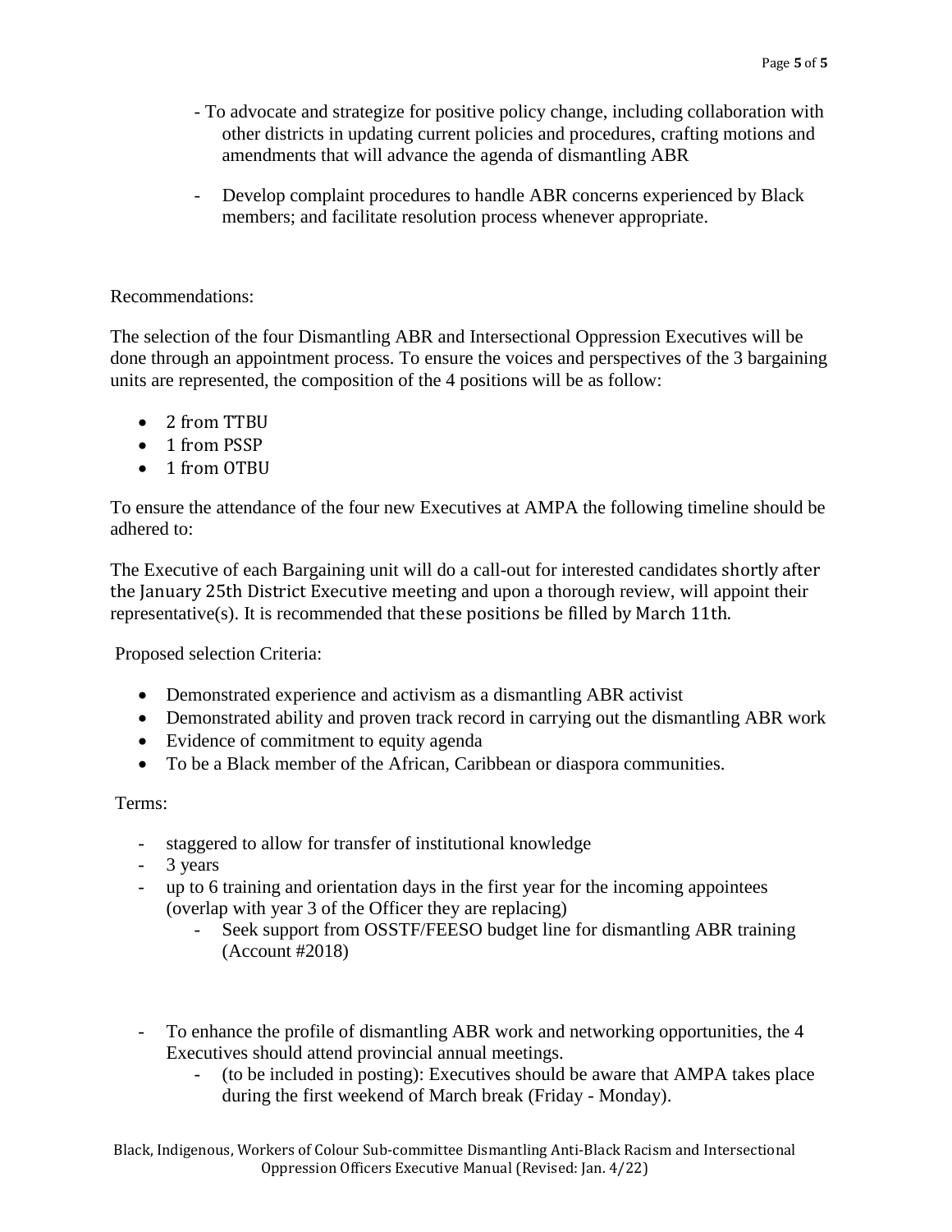- To advocate and strategize for positive policy change, including collaboration with other districts in updating current policies and procedures, crafting motions and amendments that will advance the agenda of dismantling ABR

- Develop complaint procedures to handle ABR concerns experienced by Black members; and facilitate resolution process whenever appropriate.

Recommendations:

The selection of the four Dismantling ABR and Intersectional Oppression Executives will be done through an appointment process. To ensure the voices and perspectives of the 3 bargaining units are represented, the composition of the 4 positions will be as follow:

- 2 from TTBU
- 1 from PSSP
- 1 from OTBU

To ensure the attendance of the four new Executives at AMPA the following timeline should be adhered to:

The Executive of each Bargaining unit will do a call-out for interested candidates shortly after the January 25th District Executive meeting and upon a thorough review, will appoint their representative(s). It is recommended that these positions be filled by March 11th.

Proposed selection Criteria:

- Demonstrated experience and activism as a dismantling ABR activist
- Demonstrated ability and proven track record in carrying out the dismantling ABR work
- Evidence of commitment to equity agenda
- To be a Black member of the African, Caribbean or diaspora communities.

Terms:

- staggered to allow for transfer of institutional knowledge
- 3 years
- up to 6 training and orientation days in the first year for the incoming appointees (overlap with year 3 of the Officer they are replacing)
  - Seek support from OSSTF/FEESO budget line for dismantling ABR training (Account #2018)

- To enhance the profile of dismantling ABR work and networking opportunities, the 4 Executives should attend provincial annual meetings.
  - (to be included in posting): Executives should be aware that AMPA takes place during the first weekend of March break (Friday - Monday).